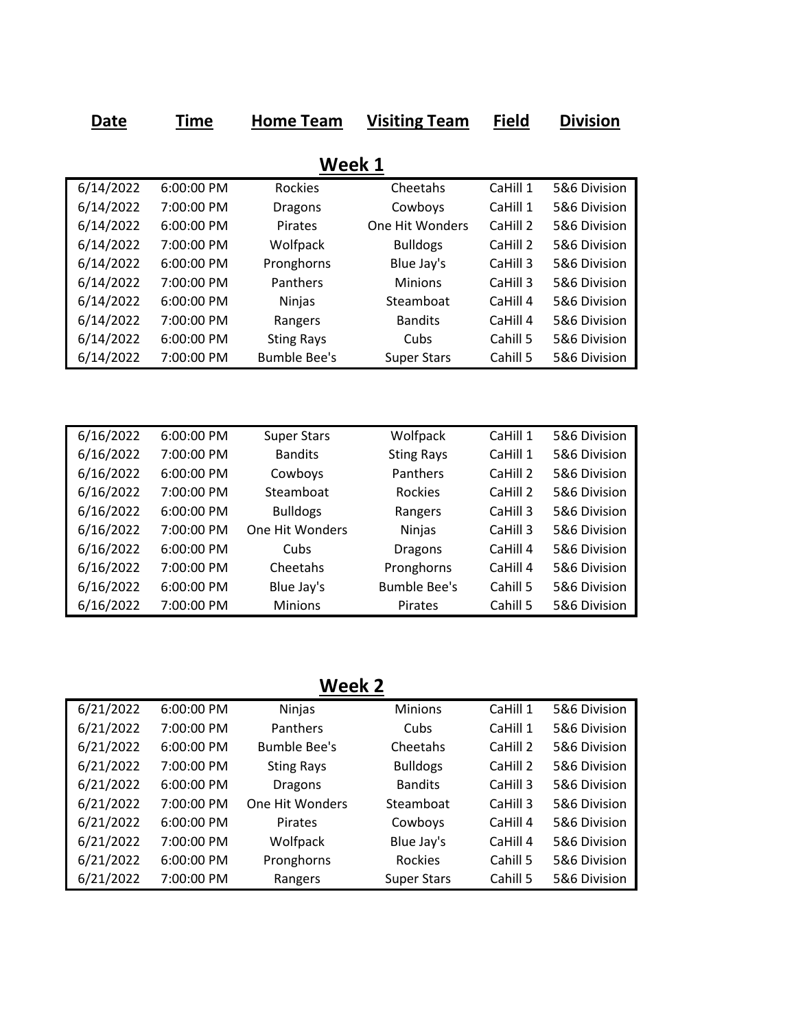| Date | Time | Home Team | Visiting Team | Field | Division |
|---|---|---|---|---|---|

## Week 1

| Date | Time | Home Team | Visiting Team | Field | Division |
|---|---|---|---|---|---|
| 6/14/2022 | 6:00:00 PM | Rockies | Cheetahs | CaHill 1 | 5&6 Division |
| 6/14/2022 | 7:00:00 PM | Dragons | Cowboys | CaHill 1 | 5&6 Division |
| 6/14/2022 | 6:00:00 PM | Pirates | One Hit Wonders | CaHill 2 | 5&6 Division |
| 6/14/2022 | 7:00:00 PM | Wolfpack | Bulldogs | CaHill 2 | 5&6 Division |
| 6/14/2022 | 6:00:00 PM | Pronghorns | Blue Jay's | CaHill 3 | 5&6 Division |
| 6/14/2022 | 7:00:00 PM | Panthers | Minions | CaHill 3 | 5&6 Division |
| 6/14/2022 | 6:00:00 PM | Ninjas | Steamboat | CaHill 4 | 5&6 Division |
| 6/14/2022 | 7:00:00 PM | Rangers | Bandits | CaHill 4 | 5&6 Division |
| 6/14/2022 | 6:00:00 PM | Sting Rays | Cubs | Cahill 5 | 5&6 Division |
| 6/14/2022 | 7:00:00 PM | Bumble Bee's | Super Stars | Cahill 5 | 5&6 Division |

| Date | Time | Home Team | Visiting Team | Field | Division |
|---|---|---|---|---|---|
| 6/16/2022 | 6:00:00 PM | Super Stars | Wolfpack | CaHill 1 | 5&6 Division |
| 6/16/2022 | 7:00:00 PM | Bandits | Sting Rays | CaHill 1 | 5&6 Division |
| 6/16/2022 | 6:00:00 PM | Cowboys | Panthers | CaHill 2 | 5&6 Division |
| 6/16/2022 | 7:00:00 PM | Steamboat | Rockies | CaHill 2 | 5&6 Division |
| 6/16/2022 | 6:00:00 PM | Bulldogs | Rangers | CaHill 3 | 5&6 Division |
| 6/16/2022 | 7:00:00 PM | One Hit Wonders | Ninjas | CaHill 3 | 5&6 Division |
| 6/16/2022 | 6:00:00 PM | Cubs | Dragons | CaHill 4 | 5&6 Division |
| 6/16/2022 | 7:00:00 PM | Cheetahs | Pronghorns | CaHill 4 | 5&6 Division |
| 6/16/2022 | 6:00:00 PM | Blue Jay's | Bumble Bee's | Cahill 5 | 5&6 Division |
| 6/16/2022 | 7:00:00 PM | Minions | Pirates | Cahill 5 | 5&6 Division |

## Week 2

| Date | Time | Home Team | Visiting Team | Field | Division |
|---|---|---|---|---|---|
| 6/21/2022 | 6:00:00 PM | Ninjas | Minions | CaHill 1 | 5&6 Division |
| 6/21/2022 | 7:00:00 PM | Panthers | Cubs | CaHill 1 | 5&6 Division |
| 6/21/2022 | 6:00:00 PM | Bumble Bee's | Cheetahs | CaHill 2 | 5&6 Division |
| 6/21/2022 | 7:00:00 PM | Sting Rays | Bulldogs | CaHill 2 | 5&6 Division |
| 6/21/2022 | 6:00:00 PM | Dragons | Bandits | CaHill 3 | 5&6 Division |
| 6/21/2022 | 7:00:00 PM | One Hit Wonders | Steamboat | CaHill 3 | 5&6 Division |
| 6/21/2022 | 6:00:00 PM | Pirates | Cowboys | CaHill 4 | 5&6 Division |
| 6/21/2022 | 7:00:00 PM | Wolfpack | Blue Jay's | CaHill 4 | 5&6 Division |
| 6/21/2022 | 6:00:00 PM | Pronghorns | Rockies | Cahill 5 | 5&6 Division |
| 6/21/2022 | 7:00:00 PM | Rangers | Super Stars | Cahill 5 | 5&6 Division |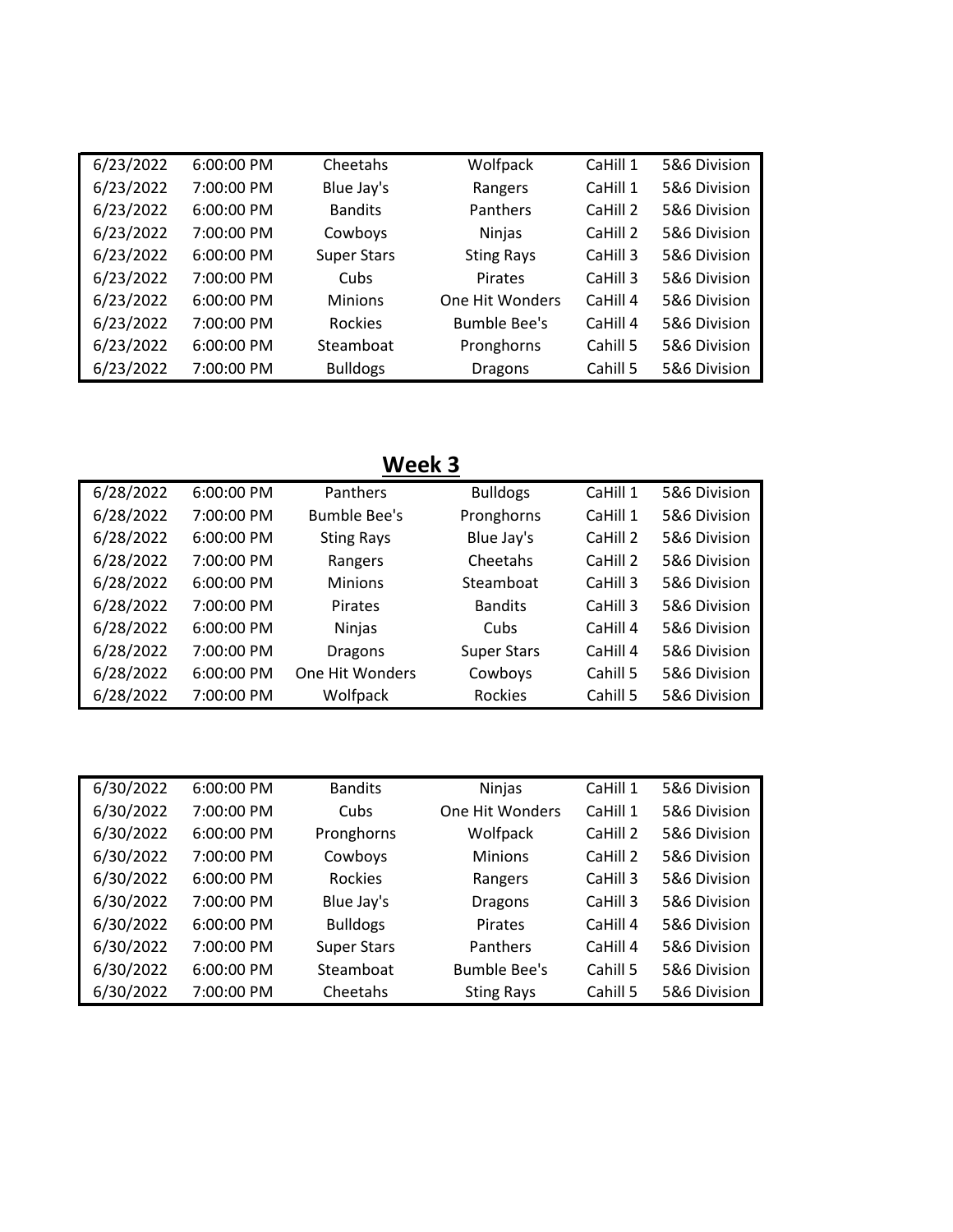| | | | | | |
|---|---|---|---|---|---|
| 6/23/2022 | 6:00:00 PM | Cheetahs | Wolfpack | CaHill 1 | 5&6 Division |
| 6/23/2022 | 7:00:00 PM | Blue Jay's | Rangers | CaHill 1 | 5&6 Division |
| 6/23/2022 | 6:00:00 PM | Bandits | Panthers | CaHill 2 | 5&6 Division |
| 6/23/2022 | 7:00:00 PM | Cowboys | Ninjas | CaHill 2 | 5&6 Division |
| 6/23/2022 | 6:00:00 PM | Super Stars | Sting Rays | CaHill 3 | 5&6 Division |
| 6/23/2022 | 7:00:00 PM | Cubs | Pirates | CaHill 3 | 5&6 Division |
| 6/23/2022 | 6:00:00 PM | Minions | One Hit Wonders | CaHill 4 | 5&6 Division |
| 6/23/2022 | 7:00:00 PM | Rockies | Bumble Bee's | CaHill 4 | 5&6 Division |
| 6/23/2022 | 6:00:00 PM | Steamboat | Pronghorns | Cahill 5 | 5&6 Division |
| 6/23/2022 | 7:00:00 PM | Bulldogs | Dragons | Cahill 5 | 5&6 Division |

## Week 3

| | | | | | |
|---|---|---|---|---|---|
| 6/28/2022 | 6:00:00 PM | Panthers | Bulldogs | CaHill 1 | 5&6 Division |
| 6/28/2022 | 7:00:00 PM | Bumble Bee's | Pronghorns | CaHill 1 | 5&6 Division |
| 6/28/2022 | 6:00:00 PM | Sting Rays | Blue Jay's | CaHill 2 | 5&6 Division |
| 6/28/2022 | 7:00:00 PM | Rangers | Cheetahs | CaHill 2 | 5&6 Division |
| 6/28/2022 | 6:00:00 PM | Minions | Steamboat | CaHill 3 | 5&6 Division |
| 6/28/2022 | 7:00:00 PM | Pirates | Bandits | CaHill 3 | 5&6 Division |
| 6/28/2022 | 6:00:00 PM | Ninjas | Cubs | CaHill 4 | 5&6 Division |
| 6/28/2022 | 7:00:00 PM | Dragons | Super Stars | CaHill 4 | 5&6 Division |
| 6/28/2022 | 6:00:00 PM | One Hit Wonders | Cowboys | Cahill 5 | 5&6 Division |
| 6/28/2022 | 7:00:00 PM | Wolfpack | Rockies | Cahill 5 | 5&6 Division |

| | | | | | |
|---|---|---|---|---|---|
| 6/30/2022 | 6:00:00 PM | Bandits | Ninjas | CaHill 1 | 5&6 Division |
| 6/30/2022 | 7:00:00 PM | Cubs | One Hit Wonders | CaHill 1 | 5&6 Division |
| 6/30/2022 | 6:00:00 PM | Pronghorns | Wolfpack | CaHill 2 | 5&6 Division |
| 6/30/2022 | 7:00:00 PM | Cowboys | Minions | CaHill 2 | 5&6 Division |
| 6/30/2022 | 6:00:00 PM | Rockies | Rangers | CaHill 3 | 5&6 Division |
| 6/30/2022 | 7:00:00 PM | Blue Jay's | Dragons | CaHill 3 | 5&6 Division |
| 6/30/2022 | 6:00:00 PM | Bulldogs | Pirates | CaHill 4 | 5&6 Division |
| 6/30/2022 | 7:00:00 PM | Super Stars | Panthers | CaHill 4 | 5&6 Division |
| 6/30/2022 | 6:00:00 PM | Steamboat | Bumble Bee's | Cahill 5 | 5&6 Division |
| 6/30/2022 | 7:00:00 PM | Cheetahs | Sting Rays | Cahill 5 | 5&6 Division |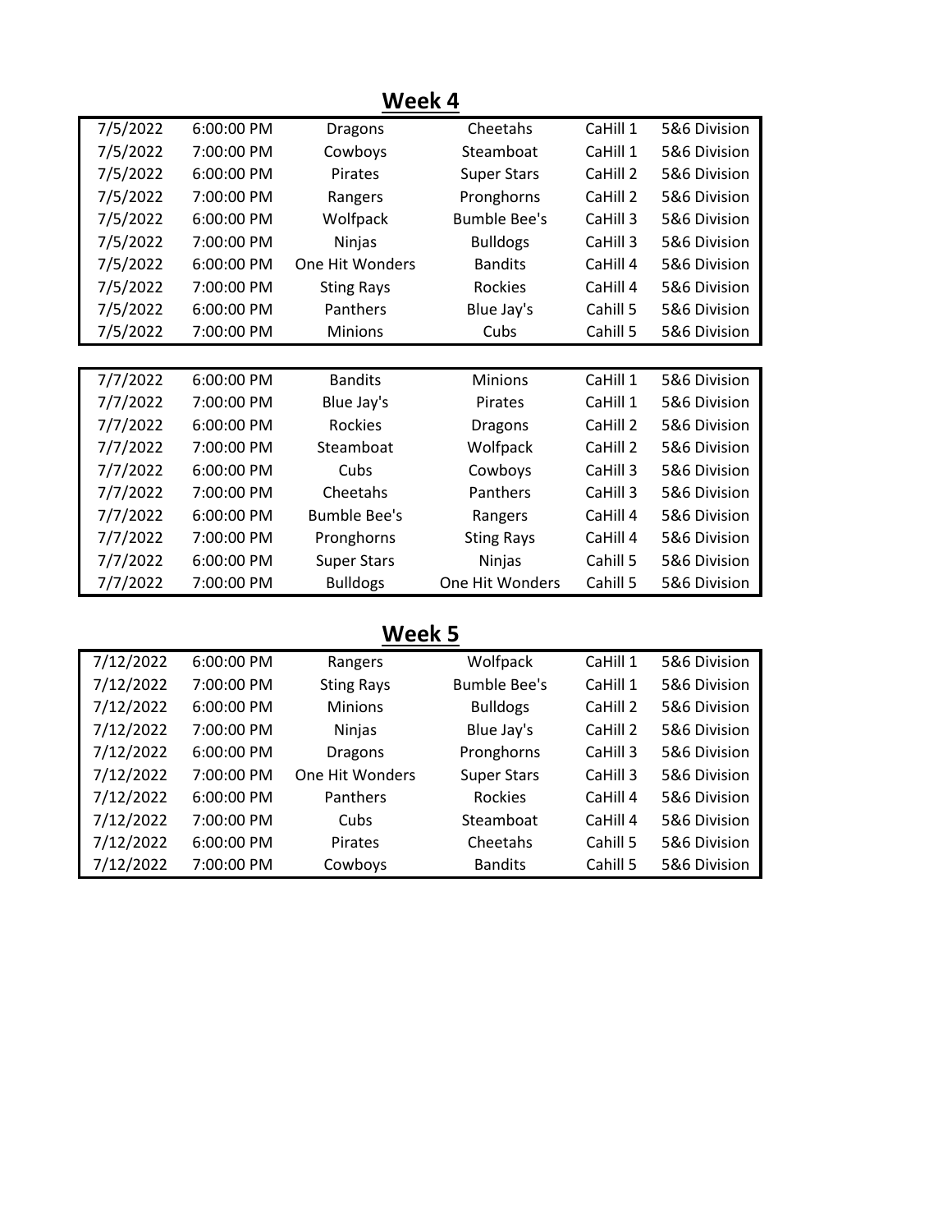## Week 4

| | | | | | |
|---|---|---|---|---|---|
| 7/5/2022 | 6:00:00 PM | Dragons | Cheetahs | CaHill 1 | 5&6 Division |
| 7/5/2022 | 7:00:00 PM | Cowboys | Steamboat | CaHill 1 | 5&6 Division |
| 7/5/2022 | 6:00:00 PM | Pirates | Super Stars | CaHill 2 | 5&6 Division |
| 7/5/2022 | 7:00:00 PM | Rangers | Pronghorns | CaHill 2 | 5&6 Division |
| 7/5/2022 | 6:00:00 PM | Wolfpack | Bumble Bee's | CaHill 3 | 5&6 Division |
| 7/5/2022 | 7:00:00 PM | Ninjas | Bulldogs | CaHill 3 | 5&6 Division |
| 7/5/2022 | 6:00:00 PM | One Hit Wonders | Bandits | CaHill 4 | 5&6 Division |
| 7/5/2022 | 7:00:00 PM | Sting Rays | Rockies | CaHill 4 | 5&6 Division |
| 7/5/2022 | 6:00:00 PM | Panthers | Blue Jay's | Cahill 5 | 5&6 Division |
| 7/5/2022 | 7:00:00 PM | Minions | Cubs | Cahill 5 | 5&6 Division |

| | | | | | |
|---|---|---|---|---|---|
| 7/7/2022 | 6:00:00 PM | Bandits | Minions | CaHill 1 | 5&6 Division |
| 7/7/2022 | 7:00:00 PM | Blue Jay's | Pirates | CaHill 1 | 5&6 Division |
| 7/7/2022 | 6:00:00 PM | Rockies | Dragons | CaHill 2 | 5&6 Division |
| 7/7/2022 | 7:00:00 PM | Steamboat | Wolfpack | CaHill 2 | 5&6 Division |
| 7/7/2022 | 6:00:00 PM | Cubs | Cowboys | CaHill 3 | 5&6 Division |
| 7/7/2022 | 7:00:00 PM | Cheetahs | Panthers | CaHill 3 | 5&6 Division |
| 7/7/2022 | 6:00:00 PM | Bumble Bee's | Rangers | CaHill 4 | 5&6 Division |
| 7/7/2022 | 7:00:00 PM | Pronghorns | Sting Rays | CaHill 4 | 5&6 Division |
| 7/7/2022 | 6:00:00 PM | Super Stars | Ninjas | Cahill 5 | 5&6 Division |
| 7/7/2022 | 7:00:00 PM | Bulldogs | One Hit Wonders | Cahill 5 | 5&6 Division |

## Week 5

| | | | | | |
|---|---|---|---|---|---|
| 7/12/2022 | 6:00:00 PM | Rangers | Wolfpack | CaHill 1 | 5&6 Division |
| 7/12/2022 | 7:00:00 PM | Sting Rays | Bumble Bee's | CaHill 1 | 5&6 Division |
| 7/12/2022 | 6:00:00 PM | Minions | Bulldogs | CaHill 2 | 5&6 Division |
| 7/12/2022 | 7:00:00 PM | Ninjas | Blue Jay's | CaHill 2 | 5&6 Division |
| 7/12/2022 | 6:00:00 PM | Dragons | Pronghorns | CaHill 3 | 5&6 Division |
| 7/12/2022 | 7:00:00 PM | One Hit Wonders | Super Stars | CaHill 3 | 5&6 Division |
| 7/12/2022 | 6:00:00 PM | Panthers | Rockies | CaHill 4 | 5&6 Division |
| 7/12/2022 | 7:00:00 PM | Cubs | Steamboat | CaHill 4 | 5&6 Division |
| 7/12/2022 | 6:00:00 PM | Pirates | Cheetahs | Cahill 5 | 5&6 Division |
| 7/12/2022 | 7:00:00 PM | Cowboys | Bandits | Cahill 5 | 5&6 Division |